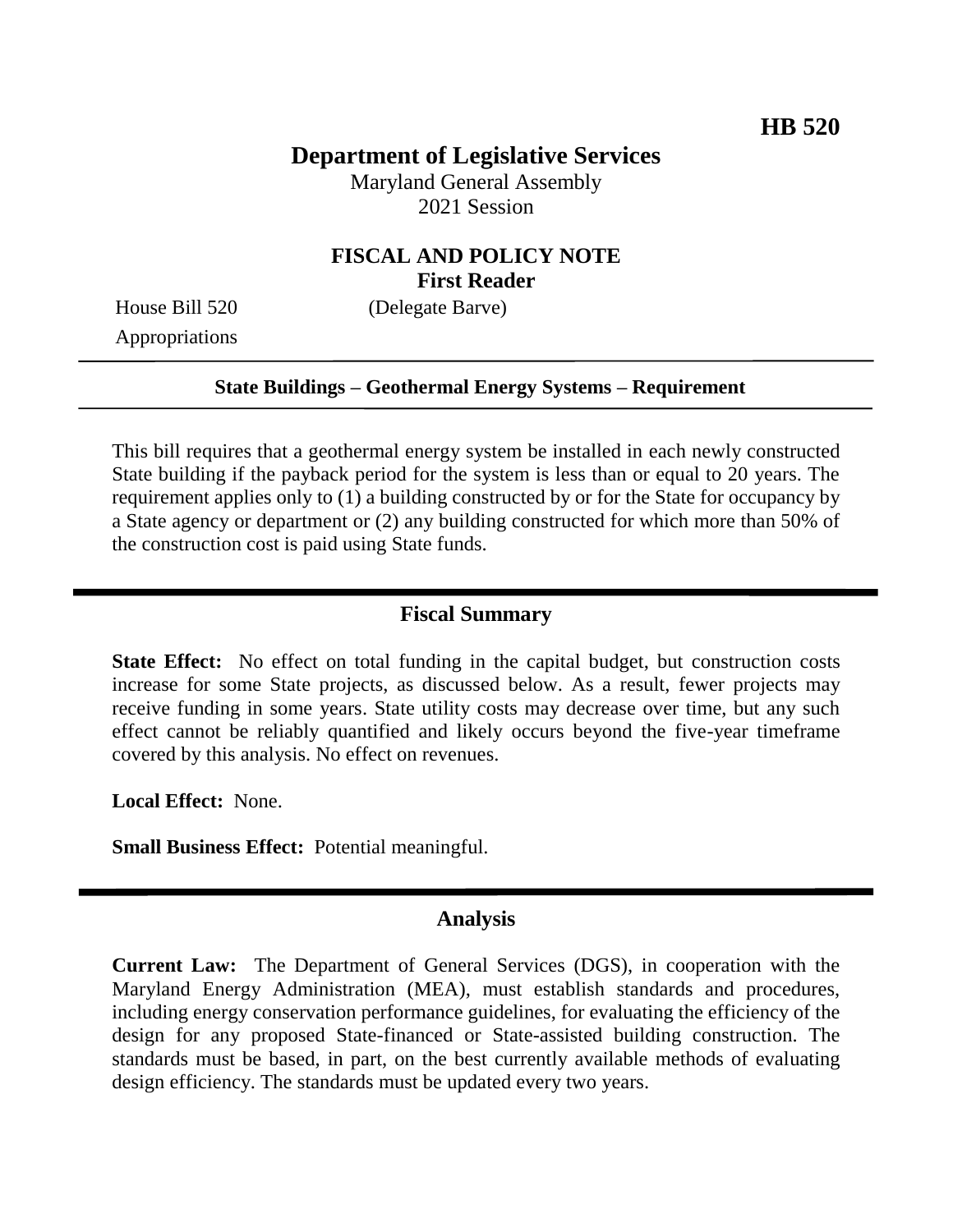**HB 520**

# Department of Legislative Services

Maryland General Assembly
2021 Session

## FISCAL AND POLICY NOTE
**First Reader**

House Bill 520 (Delegate Barve)
Appropriations

---

**State Buildings – Geothermal Energy Systems – Requirement**

---

This bill requires that a geothermal energy system be installed in each newly constructed State building if the payback period for the system is less than or equal to 20 years. The requirement applies only to (1) a building constructed by or for the State for occupancy by a State agency or department or (2) any building constructed for which more than 50% of the construction cost is paid using State funds.

---

## Fiscal Summary

**State Effect:** No effect on total funding in the capital budget, but construction costs increase for some State projects, as discussed below. As a result, fewer projects may receive funding in some years. State utility costs may decrease over time, but any such effect cannot be reliably quantified and likely occurs beyond the five-year timeframe covered by this analysis. No effect on revenues.

**Local Effect:** None.

**Small Business Effect:** Potential meaningful.

---

## Analysis

**Current Law:** The Department of General Services (DGS), in cooperation with the Maryland Energy Administration (MEA), must establish standards and procedures, including energy conservation performance guidelines, for evaluating the efficiency of the design for any proposed State-financed or State-assisted building construction. The standards must be based, in part, on the best currently available methods of evaluating design efficiency. The standards must be updated every two years.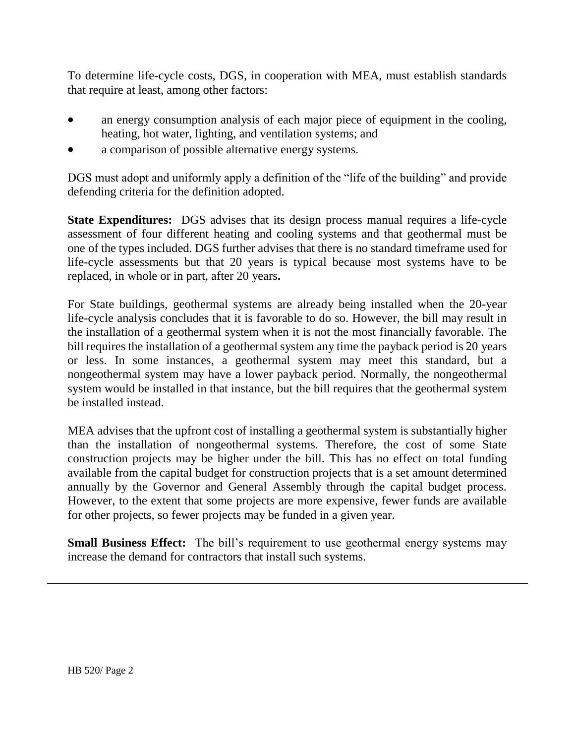To determine life-cycle costs, DGS, in cooperation with MEA, must establish standards that require at least, among other factors:

- an energy consumption analysis of each major piece of equipment in the cooling, heating, hot water, lighting, and ventilation systems; and
- a comparison of possible alternative energy systems.

DGS must adopt and uniformly apply a definition of the "life of the building" and provide defending criteria for the definition adopted.

**State Expenditures:** DGS advises that its design process manual requires a life-cycle assessment of four different heating and cooling systems and that geothermal must be one of the types included. DGS further advises that there is no standard timeframe used for life-cycle assessments but that 20 years is typical because most systems have to be replaced, in whole or in part, after 20 years**.**

For State buildings, geothermal systems are already being installed when the 20-year life-cycle analysis concludes that it is favorable to do so. However, the bill may result in the installation of a geothermal system when it is not the most financially favorable. The bill requires the installation of a geothermal system any time the payback period is 20 years or less. In some instances, a geothermal system may meet this standard, but a nongeothermal system may have a lower payback period. Normally, the nongeothermal system would be installed in that instance, but the bill requires that the geothermal system be installed instead.

MEA advises that the upfront cost of installing a geothermal system is substantially higher than the installation of nongeothermal systems. Therefore, the cost of some State construction projects may be higher under the bill. This has no effect on total funding available from the capital budget for construction projects that is a set amount determined annually by the Governor and General Assembly through the capital budget process. However, to the extent that some projects are more expensive, fewer funds are available for other projects, so fewer projects may be funded in a given year.

**Small Business Effect:** The bill's requirement to use geothermal energy systems may increase the demand for contractors that install such systems.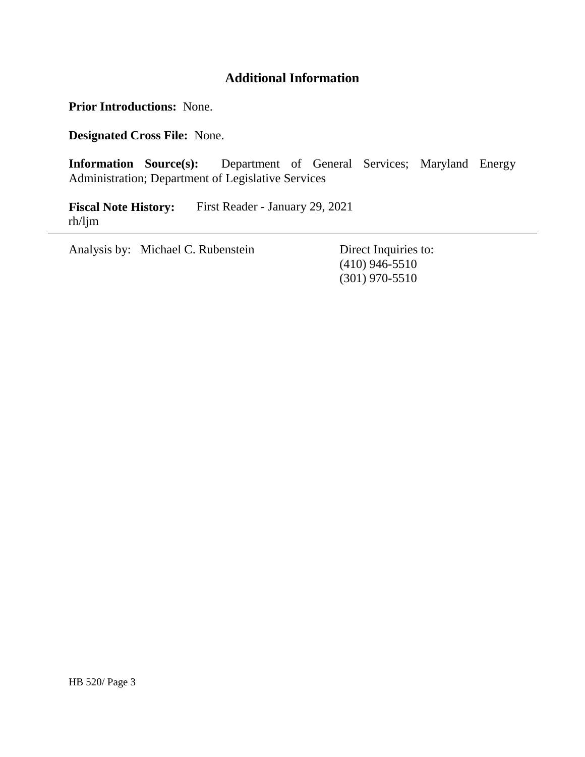## Additional Information

**Prior Introductions:** None.

**Designated Cross File:** None.

**Information Source(s):** Department of General Services; Maryland Energy Administration; Department of Legislative Services

**Fiscal Note History:** First Reader - January 29, 2021
rh/ljm

---

Analysis by: Michael C. Rubenstein

Direct Inquiries to:
(410) 946-5510
(301) 970-5510